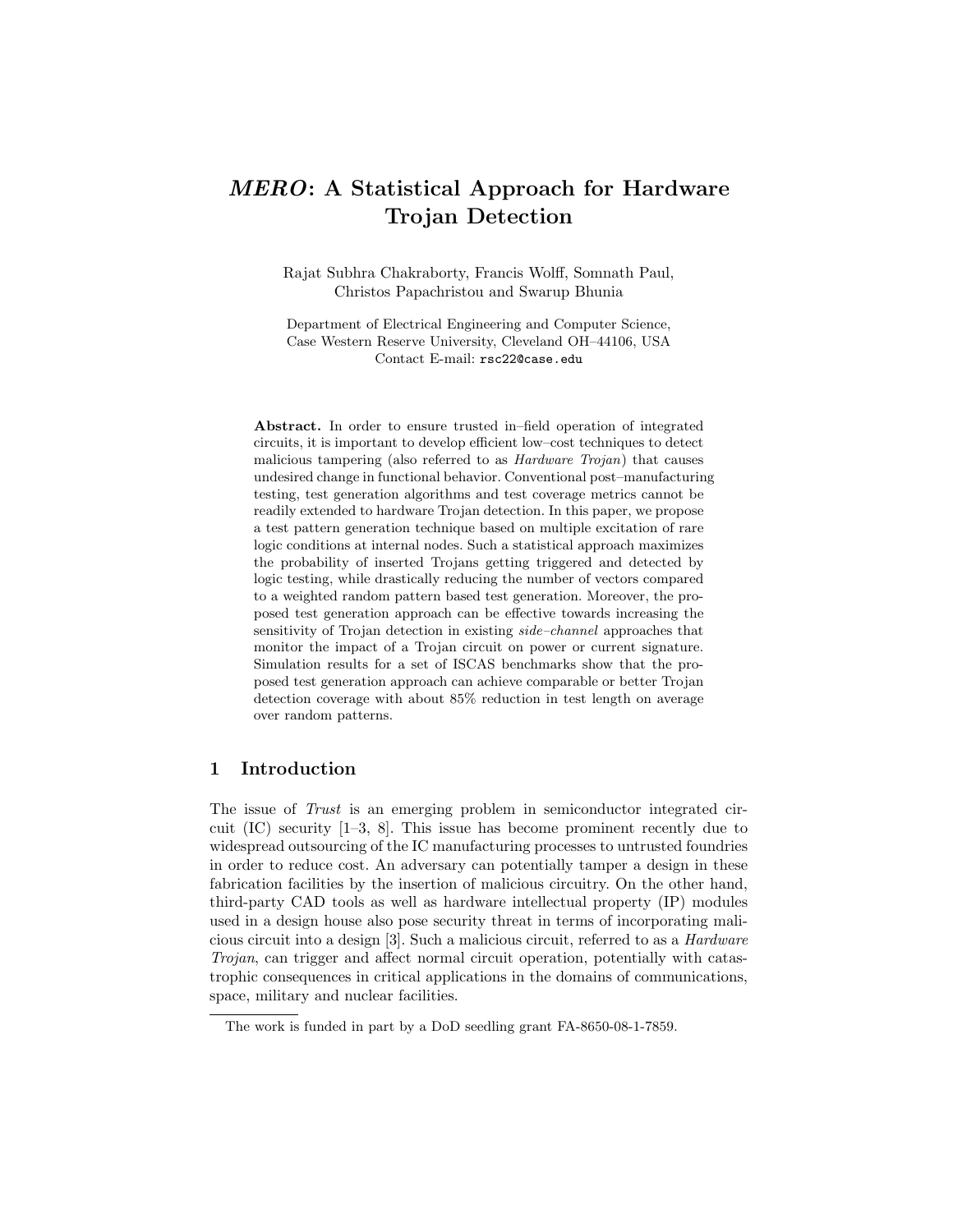# *MERO*: A Statistical Approach for Hardware Trojan Detection

Rajat Subhra Chakraborty, Francis Wolff, Somnath Paul, Christos Papachristou and Swarup Bhunia

Department of Electrical Engineering and Computer Science,
Case Western Reserve University, Cleveland OH–44106, USA
Contact E-mail: `rsc22@case.edu`

**Abstract.** In order to ensure trusted in–field operation of integrated circuits, it is important to develop efficient low–cost techniques to detect malicious tampering (also referred to as *Hardware Trojan*) that causes undesired change in functional behavior. Conventional post–manufacturing testing, test generation algorithms and test coverage metrics cannot be readily extended to hardware Trojan detection. In this paper, we propose a test pattern generation technique based on multiple excitation of rare logic conditions at internal nodes. Such a statistical approach maximizes the probability of inserted Trojans getting triggered and detected by logic testing, while drastically reducing the number of vectors compared to a weighted random pattern based test generation. Moreover, the proposed test generation approach can be effective towards increasing the sensitivity of Trojan detection in existing *side–channel* approaches that monitor the impact of a Trojan circuit on power or current signature. Simulation results for a set of ISCAS benchmarks show that the proposed test generation approach can achieve comparable or better Trojan detection coverage with about 85% reduction in test length on average over random patterns.

## 1 Introduction

The issue of *Trust* is an emerging problem in semiconductor integrated circuit (IC) security [1–3, 8]. This issue has become prominent recently due to widespread outsourcing of the IC manufacturing processes to untrusted foundries in order to reduce cost. An adversary can potentially tamper a design in these fabrication facilities by the insertion of malicious circuitry. On the other hand, third-party CAD tools as well as hardware intellectual property (IP) modules used in a design house also pose security threat in terms of incorporating malicious circuit into a design [3]. Such a malicious circuit, referred to as a *Hardware Trojan*, can trigger and affect normal circuit operation, potentially with catastrophic consequences in critical applications in the domains of communications, space, military and nuclear facilities.

The work is funded in part by a DoD seedling grant FA-8650-08-1-7859.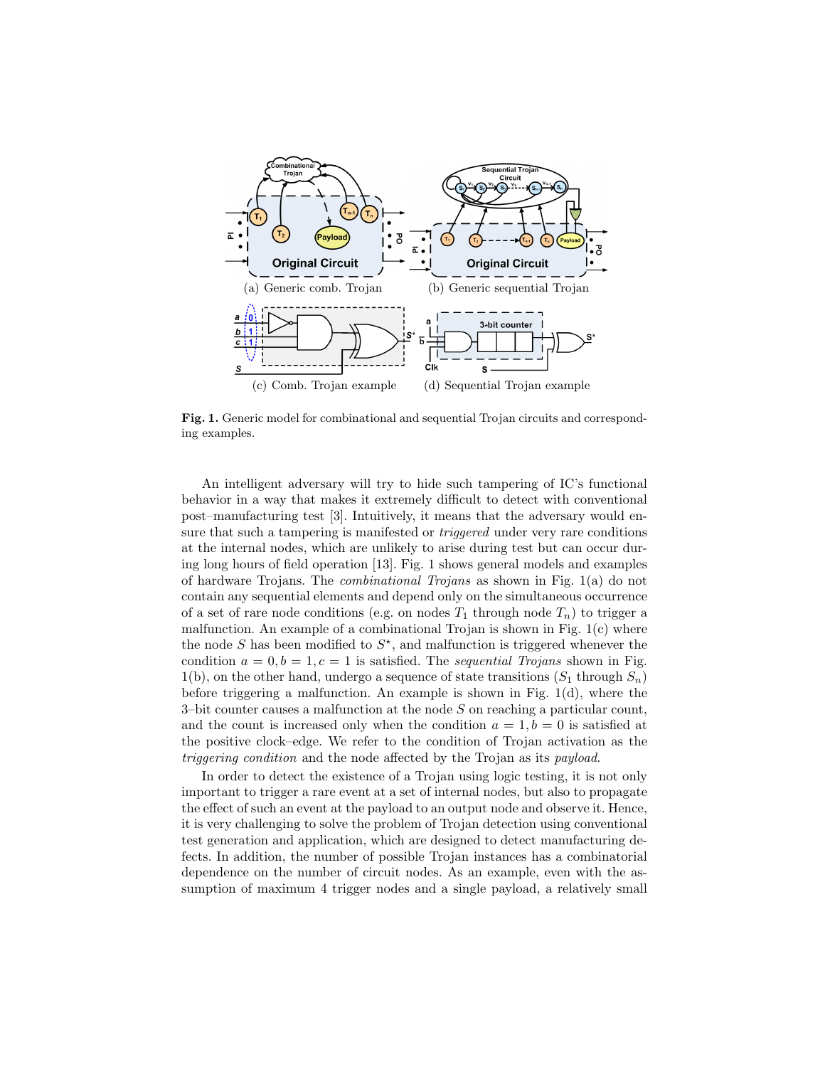(a) Generic comb. Trojan

(b) Generic sequential Trojan

(c) Comb. Trojan example

(d) Sequential Trojan example

**Fig. 1.** Generic model for combinational and sequential Trojan circuits and corresponding examples.

An intelligent adversary will try to hide such tampering of IC's functional behavior in a way that makes it extremely difficult to detect with conventional post–manufacturing test [3]. Intuitively, it means that the adversary would ensure that such a tampering is manifested or *triggered* under very rare conditions at the internal nodes, which are unlikely to arise during test but can occur during long hours of field operation [13]. Fig. 1 shows general models and examples of hardware Trojans. The *combinational Trojans* as shown in Fig. 1(a) do not contain any sequential elements and depend only on the simultaneous occurrence of a set of rare node conditions (e.g. on nodes $T_1$ through node $T_n$) to trigger a malfunction. An example of a combinational Trojan is shown in Fig. 1(c) where the node $S$ has been modified to $S^{\star}$, and malfunction is triggered whenever the condition $a = 0, b = 1, c = 1$ is satisfied. The *sequential Trojans* shown in Fig. 1(b), on the other hand, undergo a sequence of state transitions ($S_1$ through $S_n$) before triggering a malfunction. An example is shown in Fig. 1(d), where the 3–bit counter causes a malfunction at the node $S$ on reaching a particular count, and the count is increased only when the condition $a = 1, b = 0$ is satisfied at the positive clock–edge. We refer to the condition of Trojan activation as the *triggering condition* and the node affected by the Trojan as its *payload*.

In order to detect the existence of a Trojan using logic testing, it is not only important to trigger a rare event at a set of internal nodes, but also to propagate the effect of such an event at the payload to an output node and observe it. Hence, it is very challenging to solve the problem of Trojan detection using conventional test generation and application, which are designed to detect manufacturing defects. In addition, the number of possible Trojan instances has a combinatorial dependence on the number of circuit nodes. As an example, even with the assumption of maximum 4 trigger nodes and a single payload, a relatively small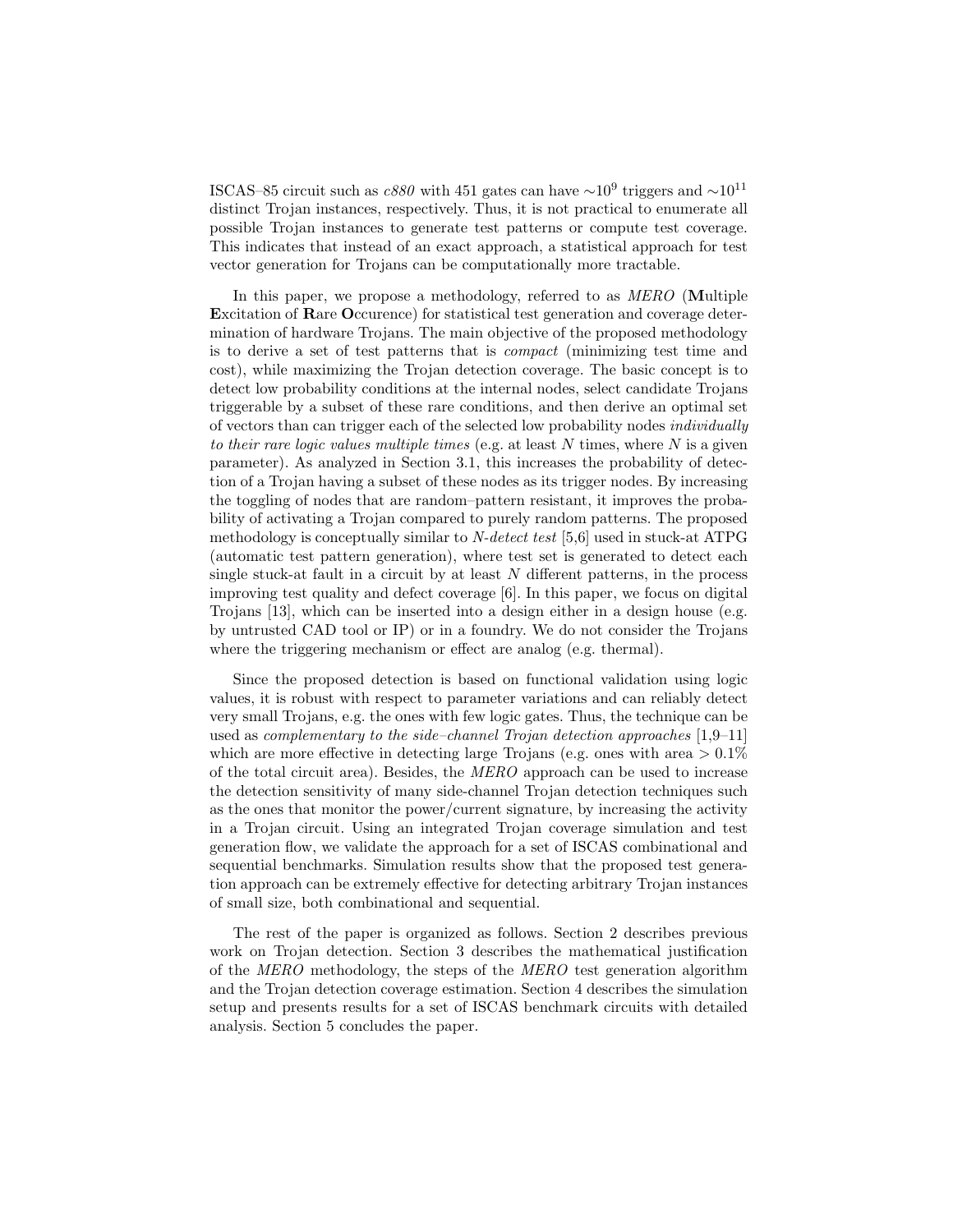ISCAS–85 circuit such as *c880* with 451 gates can have $\sim 10^9$ triggers and $\sim 10^{11}$ distinct Trojan instances, respectively. Thus, it is not practical to enumerate all possible Trojan instances to generate test patterns or compute test coverage. This indicates that instead of an exact approach, a statistical approach for test vector generation for Trojans can be computationally more tractable.

In this paper, we propose a methodology, referred to as *MERO* (**M**ultiple **E**xcitation of **R**are **O**ccurence) for statistical test generation and coverage determination of hardware Trojans. The main objective of the proposed methodology is to derive a set of test patterns that is *compact* (minimizing test time and cost), while maximizing the Trojan detection coverage. The basic concept is to detect low probability conditions at the internal nodes, select candidate Trojans triggerable by a subset of these rare conditions, and then derive an optimal set of vectors than can trigger each of the selected low probability nodes *individually to their rare logic values multiple times* (e.g. at least $N$ times, where $N$ is a given parameter). As analyzed in Section 3.1, this increases the probability of detection of a Trojan having a subset of these nodes as its trigger nodes. By increasing the toggling of nodes that are random–pattern resistant, it improves the probability of activating a Trojan compared to purely random patterns. The proposed methodology is conceptually similar to *N-detect test* [5,6] used in stuck-at ATPG (automatic test pattern generation), where test set is generated to detect each single stuck-at fault in a circuit by at least $N$ different patterns, in the process improving test quality and defect coverage [6]. In this paper, we focus on digital Trojans [13], which can be inserted into a design either in a design house (e.g. by untrusted CAD tool or IP) or in a foundry. We do not consider the Trojans where the triggering mechanism or effect are analog (e.g. thermal).

Since the proposed detection is based on functional validation using logic values, it is robust with respect to parameter variations and can reliably detect very small Trojans, e.g. the ones with few logic gates. Thus, the technique can be used as *complementary to the side–channel Trojan detection approaches* [1,9–11] which are more effective in detecting large Trojans (e.g. ones with area $> 0.1\%$ of the total circuit area). Besides, the *MERO* approach can be used to increase the detection sensitivity of many side-channel Trojan detection techniques such as the ones that monitor the power/current signature, by increasing the activity in a Trojan circuit. Using an integrated Trojan coverage simulation and test generation flow, we validate the approach for a set of ISCAS combinational and sequential benchmarks. Simulation results show that the proposed test generation approach can be extremely effective for detecting arbitrary Trojan instances of small size, both combinational and sequential.

The rest of the paper is organized as follows. Section 2 describes previous work on Trojan detection. Section 3 describes the mathematical justification of the *MERO* methodology, the steps of the *MERO* test generation algorithm and the Trojan detection coverage estimation. Section 4 describes the simulation setup and presents results for a set of ISCAS benchmark circuits with detailed analysis. Section 5 concludes the paper.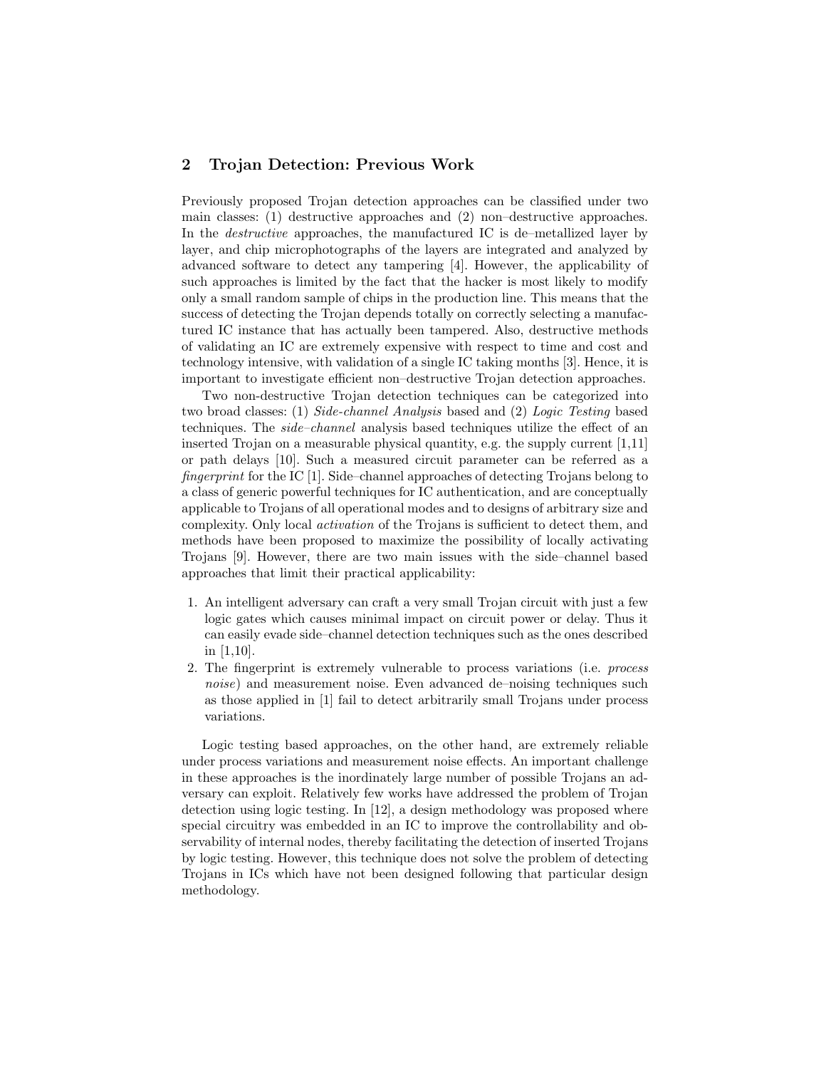## 2 Trojan Detection: Previous Work

Previously proposed Trojan detection approaches can be classified under two main classes: (1) destructive approaches and (2) non–destructive approaches. In the *destructive* approaches, the manufactured IC is de–metallized layer by layer, and chip microphotographs of the layers are integrated and analyzed by advanced software to detect any tampering [4]. However, the applicability of such approaches is limited by the fact that the hacker is most likely to modify only a small random sample of chips in the production line. This means that the success of detecting the Trojan depends totally on correctly selecting a manufactured IC instance that has actually been tampered. Also, destructive methods of validating an IC are extremely expensive with respect to time and cost and technology intensive, with validation of a single IC taking months [3]. Hence, it is important to investigate efficient non–destructive Trojan detection approaches.

Two non-destructive Trojan detection techniques can be categorized into two broad classes: (1) *Side-channel Analysis* based and (2) *Logic Testing* based techniques. The *side–channel* analysis based techniques utilize the effect of an inserted Trojan on a measurable physical quantity, e.g. the supply current [1,11] or path delays [10]. Such a measured circuit parameter can be referred as a *fingerprint* for the IC [1]. Side–channel approaches of detecting Trojans belong to a class of generic powerful techniques for IC authentication, and are conceptually applicable to Trojans of all operational modes and to designs of arbitrary size and complexity. Only local *activation* of the Trojans is sufficient to detect them, and methods have been proposed to maximize the possibility of locally activating Trojans [9]. However, there are two main issues with the side–channel based approaches that limit their practical applicability:

1. An intelligent adversary can craft a very small Trojan circuit with just a few logic gates which causes minimal impact on circuit power or delay. Thus it can easily evade side–channel detection techniques such as the ones described in [1,10].
2. The fingerprint is extremely vulnerable to process variations (i.e. *process noise*) and measurement noise. Even advanced de–noising techniques such as those applied in [1] fail to detect arbitrarily small Trojans under process variations.

Logic testing based approaches, on the other hand, are extremely reliable under process variations and measurement noise effects. An important challenge in these approaches is the inordinately large number of possible Trojans an adversary can exploit. Relatively few works have addressed the problem of Trojan detection using logic testing. In [12], a design methodology was proposed where special circuitry was embedded in an IC to improve the controllability and observability of internal nodes, thereby facilitating the detection of inserted Trojans by logic testing. However, this technique does not solve the problem of detecting Trojans in ICs which have not been designed following that particular design methodology.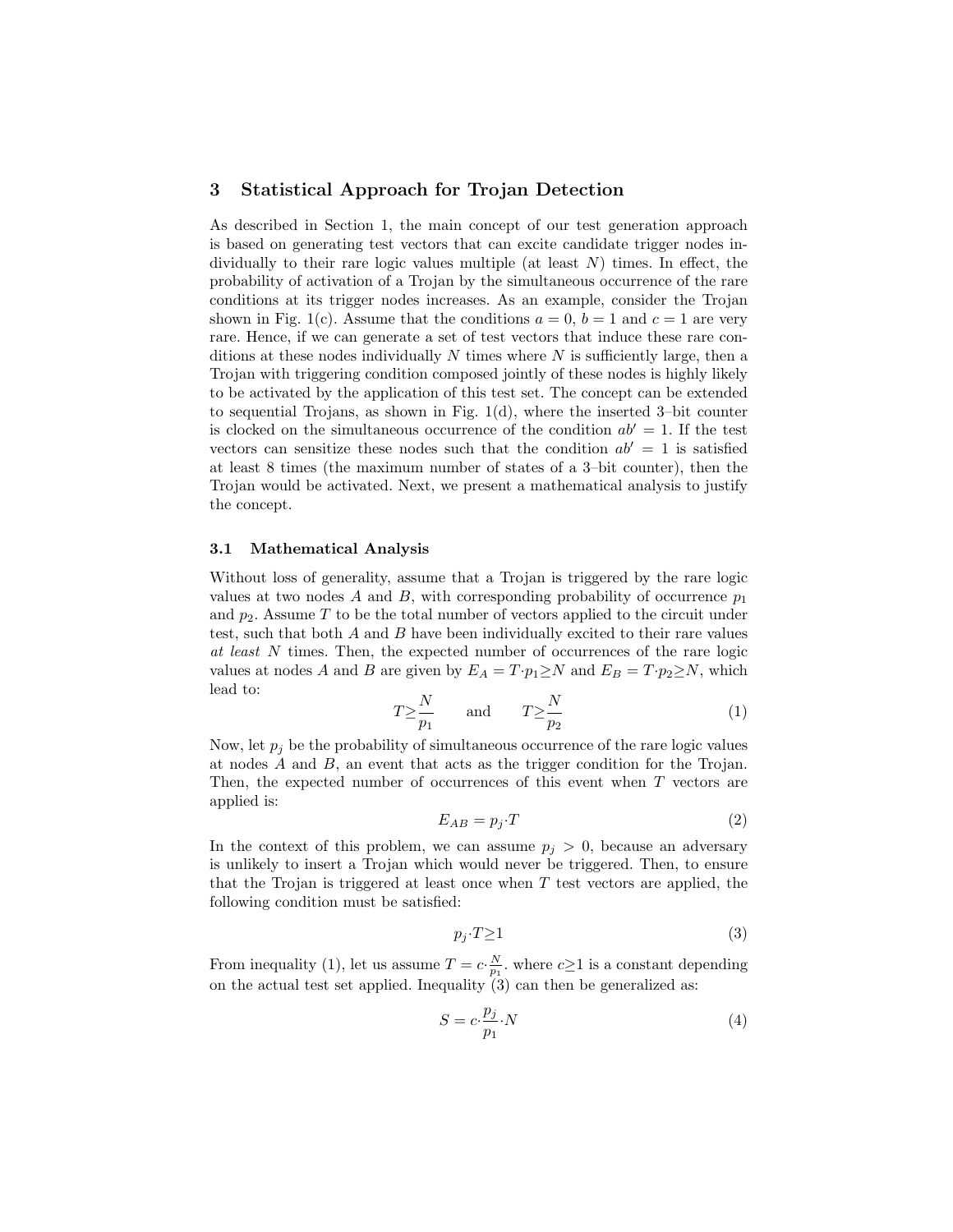## 3 Statistical Approach for Trojan Detection

As described in Section 1, the main concept of our test generation approach is based on generating test vectors that can excite candidate trigger nodes individually to their rare logic values multiple (at least $N$) times. In effect, the probability of activation of a Trojan by the simultaneous occurrence of the rare conditions at its trigger nodes increases. As an example, consider the Trojan shown in Fig. 1(c). Assume that the conditions $a = 0$, $b = 1$ and $c = 1$ are very rare. Hence, if we can generate a set of test vectors that induce these rare conditions at these nodes individually $N$ times where $N$ is sufficiently large, then a Trojan with triggering condition composed jointly of these nodes is highly likely to be activated by the application of this test set. The concept can be extended to sequential Trojans, as shown in Fig. 1(d), where the inserted 3–bit counter is clocked on the simultaneous occurrence of the condition $ab' = 1$. If the test vectors can sensitize these nodes such that the condition $ab' = 1$ is satisfied at least 8 times (the maximum number of states of a 3–bit counter), then the Trojan would be activated. Next, we present a mathematical analysis to justify the concept.

### 3.1 Mathematical Analysis

Without loss of generality, assume that a Trojan is triggered by the rare logic values at two nodes $A$ and $B$, with corresponding probability of occurrence $p_1$ and $p_2$. Assume $T$ to be the total number of vectors applied to the circuit under test, such that both $A$ and $B$ have been individually excited to their rare values *at least* $N$ times. Then, the expected number of occurrences of the rare logic values at nodes $A$ and $B$ are given by $E_A = T \cdot p_1 \geq N$ and $E_B = T \cdot p_2 \geq N$, which lead to:

$$T \geq \frac{N}{p_1} \qquad \text{and} \qquad T \geq \frac{N}{p_2} \tag{1}$$

Now, let $p_j$ be the probability of simultaneous occurrence of the rare logic values at nodes $A$ and $B$, an event that acts as the trigger condition for the Trojan. Then, the expected number of occurrences of this event when $T$ vectors are applied is:

$$E_{AB} = p_j \cdot T \tag{2}$$

In the context of this problem, we can assume $p_j > 0$, because an adversary is unlikely to insert a Trojan which would never be triggered. Then, to ensure that the Trojan is triggered at least once when $T$ test vectors are applied, the following condition must be satisfied:

$$p_j \cdot T \geq 1 \tag{3}$$

From inequality (1), let us assume $T = c \cdot \frac{N}{p_1}$. where $c \geq 1$ is a constant depending on the actual test set applied. Inequality (3) can then be generalized as:

$$S = c \cdot \frac{p_j}{p_1} \cdot N \tag{4}$$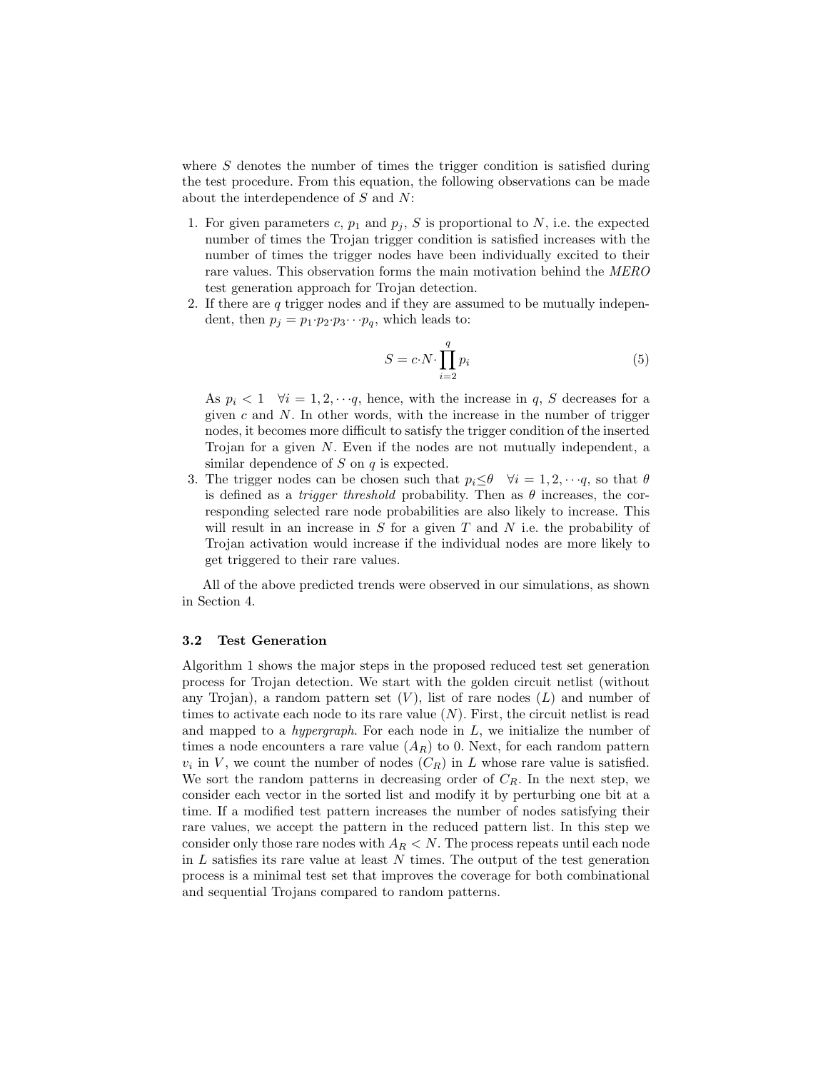where $S$ denotes the number of times the trigger condition is satisfied during the test procedure. From this equation, the following observations can be made about the interdependence of $S$ and $N$:

1. For given parameters $c$, $p_1$ and $p_j$, $S$ is proportional to $N$, i.e. the expected number of times the Trojan trigger condition is satisfied increases with the number of times the trigger nodes have been individually excited to their rare values. This observation forms the main motivation behind the *MERO* test generation approach for Trojan detection.
2. If there are $q$ trigger nodes and if they are assumed to be mutually independent, then $p_j = p_1 {\cdot} p_2 {\cdot} p_3 \cdots p_q$, which leads to:

$$S = c{\cdot}N{\cdot}\prod_{i=2}^{q} p_i \tag{5}$$

   As $p_i < 1 \quad \forall i = 1, 2, \cdots q$, hence, with the increase in $q$, $S$ decreases for a given $c$ and $N$. In other words, with the increase in the number of trigger nodes, it becomes more difficult to satisfy the trigger condition of the inserted Trojan for a given $N$. Even if the nodes are not mutually independent, a similar dependence of $S$ on $q$ is expected.
3. The trigger nodes can be chosen such that $p_i \leq \theta \quad \forall i = 1, 2, \cdots q$, so that $\theta$ is defined as a *trigger threshold* probability. Then as $\theta$ increases, the corresponding selected rare node probabilities are also likely to increase. This will result in an increase in $S$ for a given $T$ and $N$ i.e. the probability of Trojan activation would increase if the individual nodes are more likely to get triggered to their rare values.

All of the above predicted trends were observed in our simulations, as shown in Section 4.

### 3.2 Test Generation

Algorithm 1 shows the major steps in the proposed reduced test set generation process for Trojan detection. We start with the golden circuit netlist (without any Trojan), a random pattern set ($V$), list of rare nodes ($L$) and number of times to activate each node to its rare value ($N$). First, the circuit netlist is read and mapped to a *hypergraph*. For each node in $L$, we initialize the number of times a node encounters a rare value ($A_R$) to 0. Next, for each random pattern $v_i$ in $V$, we count the number of nodes ($C_R$) in $L$ whose rare value is satisfied. We sort the random patterns in decreasing order of $C_R$. In the next step, we consider each vector in the sorted list and modify it by perturbing one bit at a time. If a modified test pattern increases the number of nodes satisfying their rare values, we accept the pattern in the reduced pattern list. In this step we consider only those rare nodes with $A_R < N$. The process repeats until each node in $L$ satisfies its rare value at least $N$ times. The output of the test generation process is a minimal test set that improves the coverage for both combinational and sequential Trojans compared to random patterns.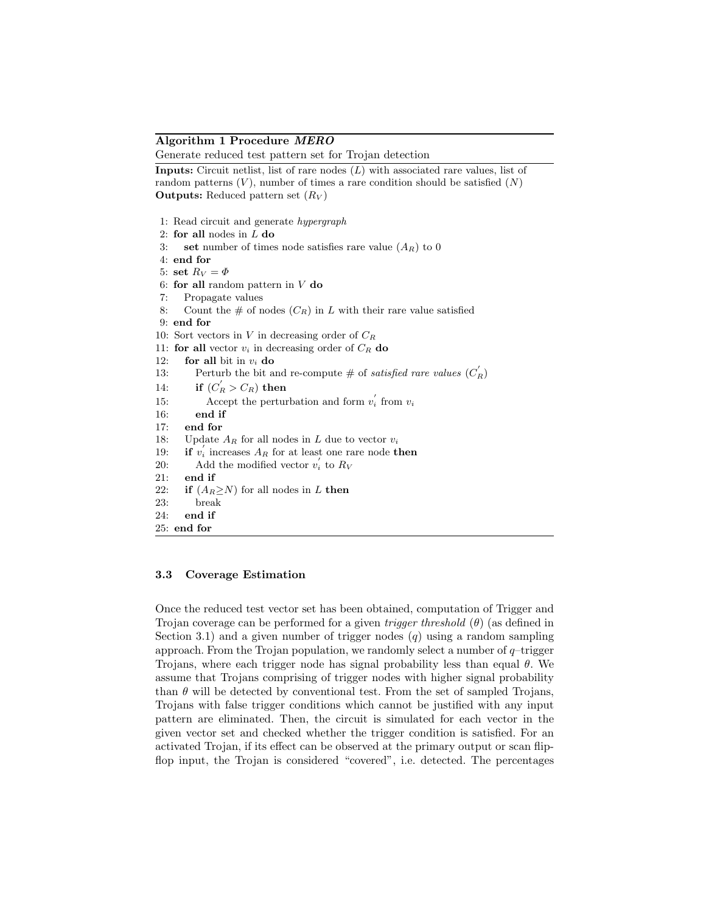**Algorithm 1 Procedure *MERO***

Generate reduced test pattern set for Trojan detection

**Inputs:** Circuit netlist, list of rare nodes ($L$) with associated rare values, list of random patterns ($V$), number of times a rare condition should be satisfied ($N$)
**Outputs:** Reduced pattern set ($R_V$)

```
1: Read circuit and generate hypergraph
2: for all nodes in L do
3:    set number of times node satisfies rare value (A_R) to 0
4: end for
5: set R_V = Φ
6: for all random pattern in V do
7:    Propagate values
8:    Count the # of nodes (C_R) in L with their rare value satisfied
9: end for
10: Sort vectors in V in decreasing order of C_R
11: for all vector v_i in decreasing order of C_R do
12:    for all bit in v_i do
13:       Perturb the bit and re-compute # of satisfied rare values (C'_R)
14:       if (C'_R > C_R) then
15:          Accept the perturbation and form v'_i from v_i
16:       end if
17:    end for
18:    Update A_R for all nodes in L due to vector v_i
19:    if v'_i increases A_R for at least one rare node then
20:       Add the modified vector v'_i to R_V
21:    end if
22:    if (A_R ≥ N) for all nodes in L then
23:       break
24:    end if
25: end for
```

### 3.3 Coverage Estimation

Once the reduced test vector set has been obtained, computation of Trigger and Trojan coverage can be performed for a given *trigger threshold* ($\theta$) (as defined in Section 3.1) and a given number of trigger nodes ($q$) using a random sampling approach. From the Trojan population, we randomly select a number of $q$–trigger Trojans, where each trigger node has signal probability less than equal $\theta$. We assume that Trojans comprising of trigger nodes with higher signal probability than $\theta$ will be detected by conventional test. From the set of sampled Trojans, Trojans with false trigger conditions which cannot be justified with any input pattern are eliminated. Then, the circuit is simulated for each vector in the given vector set and checked whether the trigger condition is satisfied. For an activated Trojan, if its effect can be observed at the primary output or scan flip-flop input, the Trojan is considered "covered", i.e. detected. The percentages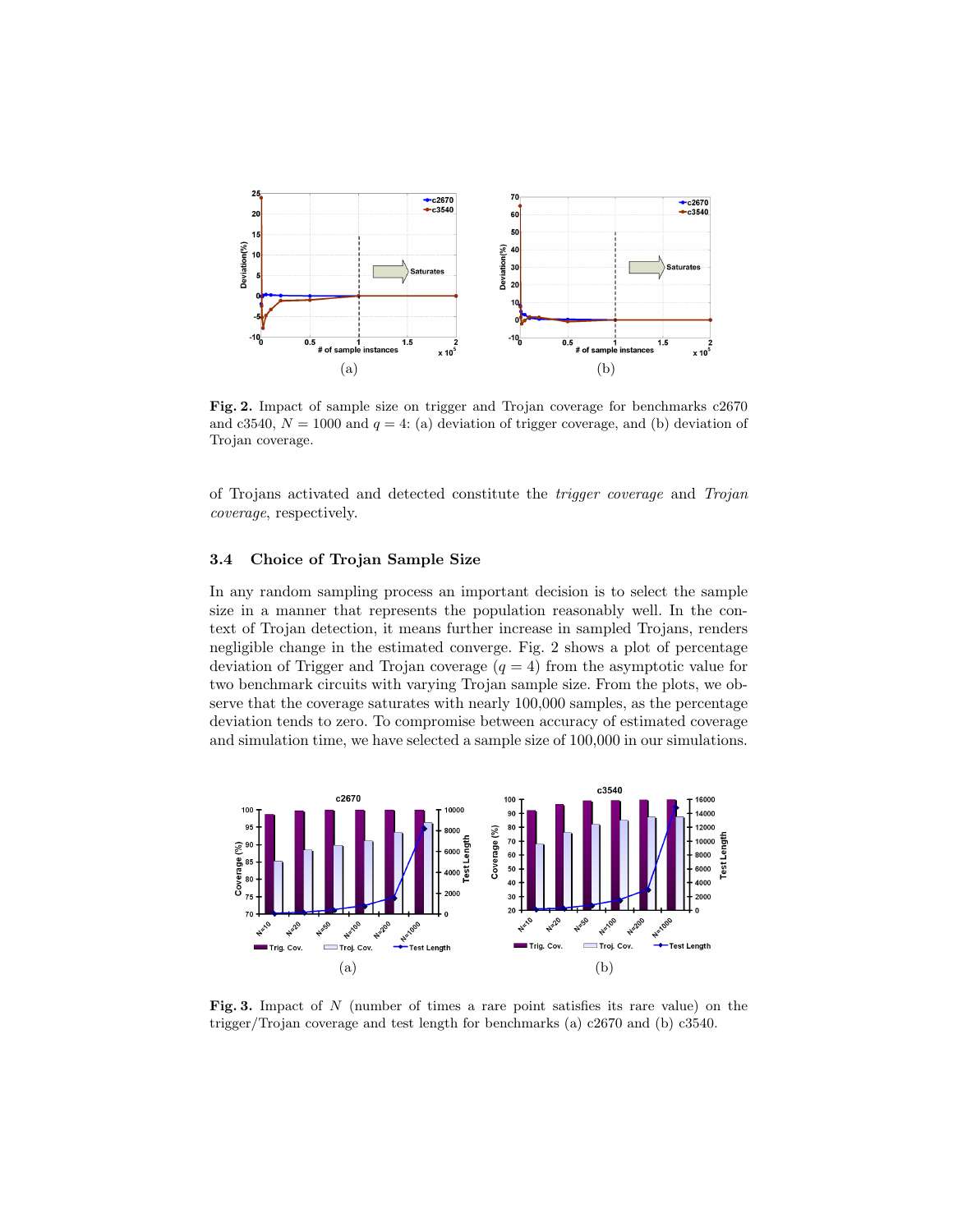**Fig. 2.** Impact of sample size on trigger and Trojan coverage for benchmarks c2670 and c3540, $N = 1000$ and $q = 4$: (a) deviation of trigger coverage, and (b) deviation of Trojan coverage.

of Trojans activated and detected constitute the *trigger coverage* and *Trojan coverage*, respectively.

### 3.4 Choice of Trojan Sample Size

In any random sampling process an important decision is to select the sample size in a manner that represents the population reasonably well. In the context of Trojan detection, it means further increase in sampled Trojans, renders negligible change in the estimated converge. Fig. 2 shows a plot of percentage deviation of Trigger and Trojan coverage ($q = 4$) from the asymptotic value for two benchmark circuits with varying Trojan sample size. From the plots, we observe that the coverage saturates with nearly 100,000 samples, as the percentage deviation tends to zero. To compromise between accuracy of estimated coverage and simulation time, we have selected a sample size of 100,000 in our simulations.

**Fig. 3.** Impact of $N$ (number of times a rare point satisfies its rare value) on the trigger/Trojan coverage and test length for benchmarks (a) c2670 and (b) c3540.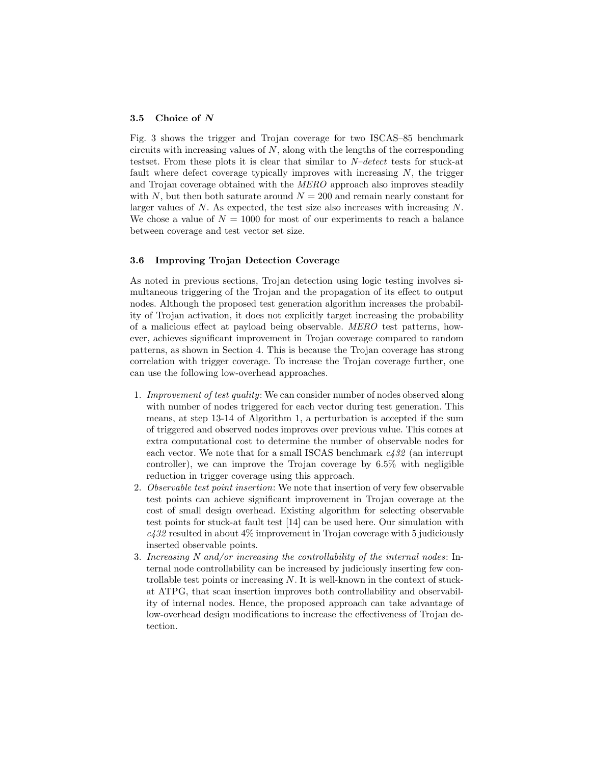### 3.5 Choice of $N$

Fig. 3 shows the trigger and Trojan coverage for two ISCAS–85 benchmark circuits with increasing values of $N$, along with the lengths of the corresponding testset. From these plots it is clear that similar to *N–detect* tests for stuck-at fault where defect coverage typically improves with increasing $N$, the trigger and Trojan coverage obtained with the *MERO* approach also improves steadily with $N$, but then both saturate around $N = 200$ and remain nearly constant for larger values of $N$. As expected, the test size also increases with increasing $N$. We chose a value of $N = 1000$ for most of our experiments to reach a balance between coverage and test vector set size.

### 3.6 Improving Trojan Detection Coverage

As noted in previous sections, Trojan detection using logic testing involves simultaneous triggering of the Trojan and the propagation of its effect to output nodes. Although the proposed test generation algorithm increases the probability of Trojan activation, it does not explicitly target increasing the probability of a malicious effect at payload being observable. *MERO* test patterns, however, achieves significant improvement in Trojan coverage compared to random patterns, as shown in Section 4. This is because the Trojan coverage has strong correlation with trigger coverage. To increase the Trojan coverage further, one can use the following low-overhead approaches.

1. *Improvement of test quality*: We can consider number of nodes observed along with number of nodes triggered for each vector during test generation. This means, at step 13-14 of Algorithm 1, a perturbation is accepted if the sum of triggered and observed nodes improves over previous value. This comes at extra computational cost to determine the number of observable nodes for each vector. We note that for a small ISCAS benchmark *c432* (an interrupt controller), we can improve the Trojan coverage by 6.5% with negligible reduction in trigger coverage using this approach.
2. *Observable test point insertion*: We note that insertion of very few observable test points can achieve significant improvement in Trojan coverage at the cost of small design overhead. Existing algorithm for selecting observable test points for stuck-at fault test [14] can be used here. Our simulation with *c432* resulted in about 4% improvement in Trojan coverage with 5 judiciously inserted observable points.
3. *Increasing N and/or increasing the controllability of the internal nodes*: Internal node controllability can be increased by judiciously inserting few controllable test points or increasing $N$. It is well-known in the context of stuck-at ATPG, that scan insertion improves both controllability and observability of internal nodes. Hence, the proposed approach can take advantage of low-overhead design modifications to increase the effectiveness of Trojan detection.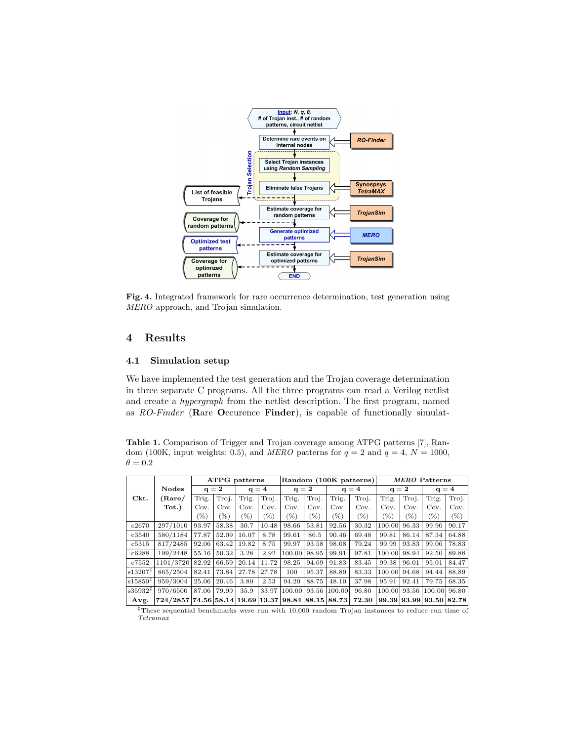**Fig. 4.** Integrated framework for rare occurrence determination, test generation using *MERO* approach, and Trojan simulation.

## 4 Results

### 4.1 Simulation setup

We have implemented the test generation and the Trojan coverage determination in three separate C programs. All the three programs can read a Verilog netlist and create a *hypergraph* from the netlist description. The first program, named as *RO-Finder* (**R**are **O**ccurence **Finder**), is capable of functionally simulat-

**Table 1.** Comparison of Trigger and Trojan coverage among ATPG patterns [7], Random (100K, input weights: 0.5), and *MERO* patterns for $q = 2$ and $q = 4$, $N = 1000$, $\theta = 0.2$

| Ckt. | Nodes (Rare/ Tot.) | ATPG patterns | | | | Random (100K patterns) | | | | *MERO* Patterns | | | |
|---|---|---|---|---|---|---|---|---|---|---|---|---|---|
| | | q = 2 | | q = 4 | | q = 2 | | q = 4 | | q = 2 | | q = 4 | |
| | | Trig. Cov. (%) | Troj. Cov. (%) | Trig. Cov. (%) | Troj. Cov. (%) | Trig. Cov. (%) | Troj. Cov. (%) | Trig. Cov. (%) | Troj. Cov. (%) | Trig. Cov. (%) | Troj. Cov. (%) | Trig. Cov. (%) | Troj. Cov. (%) |
| c2670 | 297/1010 | 93.97 | 58.38 | 30.7 | 10.48 | 98.66 | 53.81 | 92.56 | 30.32 | 100.00 | 96.33 | 99.90 | 90.17 |
| c3540 | 580/1184 | 77.87 | 52.09 | 16.07 | 8.78 | 99.61 | 86.5 | 90.46 | 69.48 | 99.81 | 86.14 | 87.34 | 64.88 |
| c5315 | 817/2485 | 92.06 | 63.42 | 19.82 | 8.75 | 99.97 | 93.58 | 98.08 | 79.24 | 99.99 | 93.83 | 99.06 | 78.83 |
| c6288 | 199/2448 | 55.16 | 50.32 | 3.28 | 2.92 | 100.00 | 98.95 | 99.91 | 97.81 | 100.00 | 98.94 | 92.50 | 89.88 |
| c7552 | 1101/3720 | 82.92 | 66.59 | 20.14 | 11.72 | 98.25 | 94.69 | 91.83 | 83.45 | 99.38 | 96.01 | 95.01 | 84.47 |
| s13207‡ | 865/2504 | 82.41 | 73.84 | 27.78 | 27.78 | 100 | 95.37 | 88.89 | 83.33 | 100.00 | 94.68 | 94.44 | 88.89 |
| s15850‡ | 959/3004 | 25.06 | 20.46 | 3.80 | 2.53 | 94.20 | 88.75 | 48.10 | 37.98 | 95.91 | 92.41 | 79.75 | 68.35 |
| s35932‡ | 970/6500 | 87.06 | 79.99 | 35.9 | 33.97 | 100.00 | 93.56 | 100.00 | 96.80 | 100.00 | 93.56 | 100.00 | 96.80 |
| **Avg.** | **724/2857** | **74.56** | **58.14** | **19.69** | **13.37** | **98.84** | **88.15** | **88.73** | **72.30** | **99.39** | **93.99** | **93.50** | **82.78** |

‡These sequential benchmarks were run with 10,000 random Trojan instances to reduce run time of *Tetramax*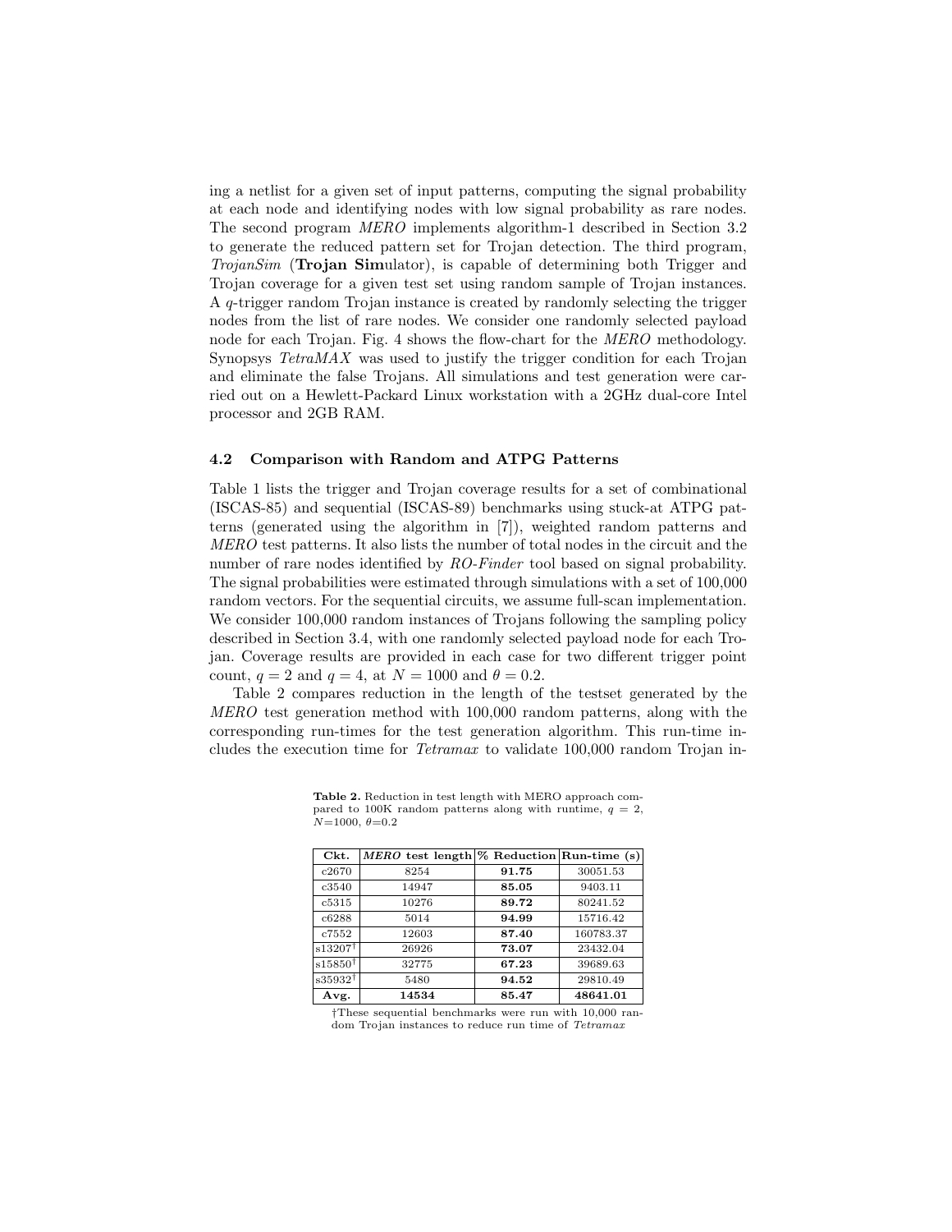ing a netlist for a given set of input patterns, computing the signal probability at each node and identifying nodes with low signal probability as rare nodes. The second program *MERO* implements algorithm-1 described in Section 3.2 to generate the reduced pattern set for Trojan detection. The third program, *TrojanSim* (**Trojan Sim**ulator), is capable of determining both Trigger and Trojan coverage for a given test set using random sample of Trojan instances. A $q$-trigger random Trojan instance is created by randomly selecting the trigger nodes from the list of rare nodes. We consider one randomly selected payload node for each Trojan. Fig. 4 shows the flow-chart for the *MERO* methodology. Synopsys *TetraMAX* was used to justify the trigger condition for each Trojan and eliminate the false Trojans. All simulations and test generation were carried out on a Hewlett-Packard Linux workstation with a 2GHz dual-core Intel processor and 2GB RAM.

### 4.2 Comparison with Random and ATPG Patterns

Table 1 lists the trigger and Trojan coverage results for a set of combinational (ISCAS-85) and sequential (ISCAS-89) benchmarks using stuck-at ATPG patterns (generated using the algorithm in [7]), weighted random patterns and *MERO* test patterns. It also lists the number of total nodes in the circuit and the number of rare nodes identified by *RO-Finder* tool based on signal probability. The signal probabilities were estimated through simulations with a set of 100,000 random vectors. For the sequential circuits, we assume full-scan implementation. We consider 100,000 random instances of Trojans following the sampling policy described in Section 3.4, with one randomly selected payload node for each Trojan. Coverage results are provided in each case for two different trigger point count, $q = 2$ and $q = 4$, at $N = 1000$ and $\theta = 0.2$.

Table 2 compares reduction in the length of the testset generated by the *MERO* test generation method with 100,000 random patterns, along with the corresponding run-times for the test generation algorithm. This run-time includes the execution time for *Tetramax* to validate 100,000 random Trojan in-

**Table 2.** Reduction in test length with MERO approach compared to 100K random patterns along with runtime, $q = 2$, $N$=1000, $\theta$=0.2

| Ckt. | *MERO* test length | % Reduction | Run-time (s) |
|---|---|---|---|
| c2670 | 8254 | **91.75** | 30051.53 |
| c3540 | 14947 | **85.05** | 9403.11 |
| c5315 | 10276 | **89.72** | 80241.52 |
| c6288 | 5014 | **94.99** | 15716.42 |
| c7552 | 12603 | **87.40** | 160783.37 |
| s13207† | 26926 | **73.07** | 23432.04 |
| s15850† | 32775 | **67.23** | 39689.63 |
| s35932† | 5480 | **94.52** | 29810.49 |
| **Avg.** | **14534** | **85.47** | **48641.01** |

†These sequential benchmarks were run with 10,000 random Trojan instances to reduce run time of *Tetramax*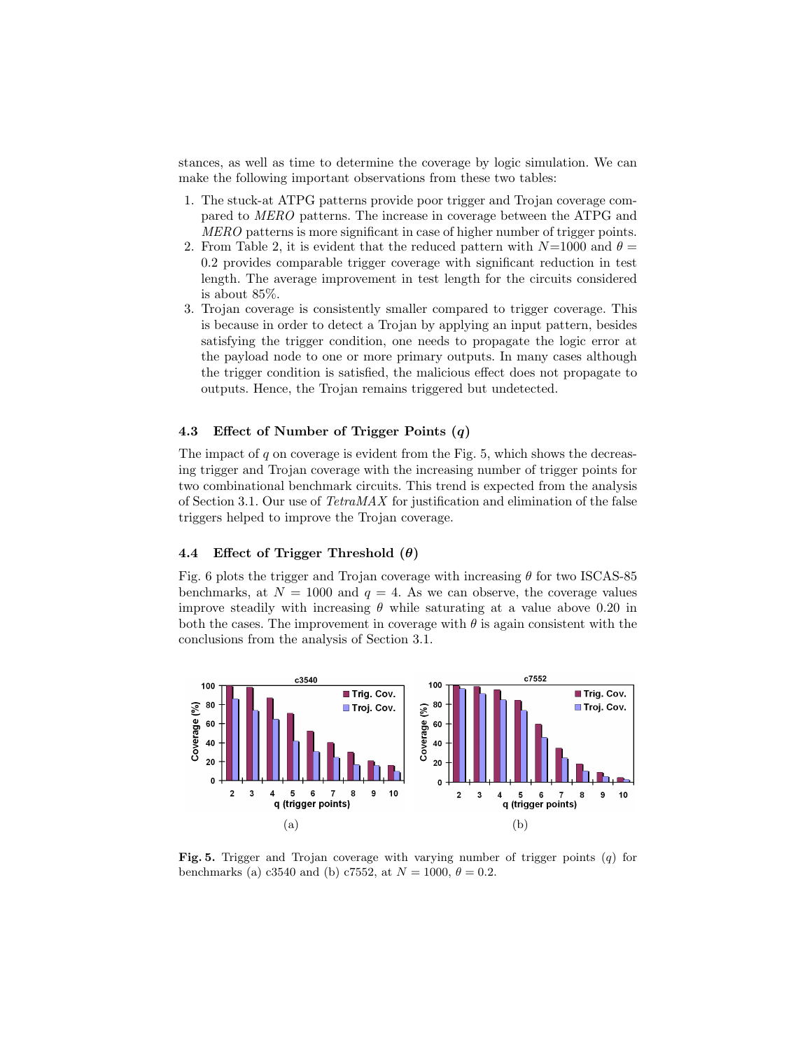stances, as well as time to determine the coverage by logic simulation. We can make the following important observations from these two tables:

1. The stuck-at ATPG patterns provide poor trigger and Trojan coverage compared to *MERO* patterns. The increase in coverage between the ATPG and *MERO* patterns is more significant in case of higher number of trigger points.
2. From Table 2, it is evident that the reduced pattern with $N$=1000 and $\theta = 0.2$ provides comparable trigger coverage with significant reduction in test length. The average improvement in test length for the circuits considered is about 85%.
3. Trojan coverage is consistently smaller compared to trigger coverage. This is because in order to detect a Trojan by applying an input pattern, besides satisfying the trigger condition, one needs to propagate the logic error at the payload node to one or more primary outputs. In many cases although the trigger condition is satisfied, the malicious effect does not propagate to outputs. Hence, the Trojan remains triggered but undetected.

### 4.3 Effect of Number of Trigger Points ($q$)

The impact of $q$ on coverage is evident from the Fig. 5, which shows the decreasing trigger and Trojan coverage with the increasing number of trigger points for two combinational benchmark circuits. This trend is expected from the analysis of Section 3.1. Our use of *TetraMAX* for justification and elimination of the false triggers helped to improve the Trojan coverage.

### 4.4 Effect of Trigger Threshold ($\theta$)

Fig. 6 plots the trigger and Trojan coverage with increasing $\theta$ for two ISCAS-85 benchmarks, at $N = 1000$ and $q = 4$. As we can observe, the coverage values improve steadily with increasing $\theta$ while saturating at a value above 0.20 in both the cases. The improvement in coverage with $\theta$ is again consistent with the conclusions from the analysis of Section 3.1.

**Fig. 5.** Trigger and Trojan coverage with varying number of trigger points ($q$) for benchmarks (a) c3540 and (b) c7552, at $N = 1000$, $\theta = 0.2$.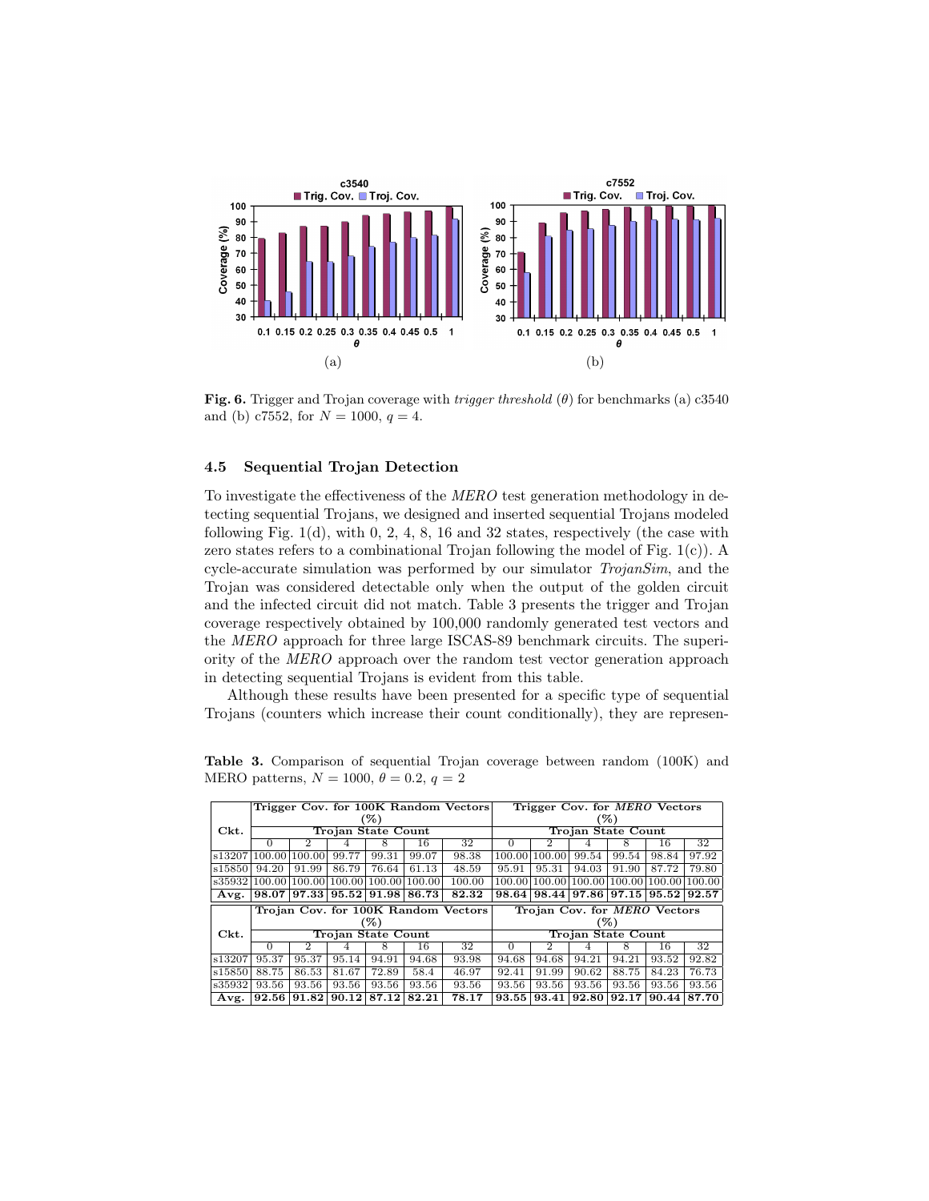Fig. 6. Trigger and Trojan coverage with *trigger threshold* ($\theta$) for benchmarks (a) c3540 and (b) c7552, for $N = 1000$, $q = 4$.

### 4.5 Sequential Trojan Detection

To investigate the effectiveness of the *MERO* test generation methodology in detecting sequential Trojans, we designed and inserted sequential Trojans modeled following Fig. 1(d), with 0, 2, 4, 8, 16 and 32 states, respectively (the case with zero states refers to a combinational Trojan following the model of Fig. 1(c)). A cycle-accurate simulation was performed by our simulator *TrojanSim*, and the Trojan was considered detectable only when the output of the golden circuit and the infected circuit did not match. Table 3 presents the trigger and Trojan coverage respectively obtained by 100,000 randomly generated test vectors and the *MERO* approach for three large ISCAS-89 benchmark circuits. The superiority of the *MERO* approach over the random test vector generation approach in detecting sequential Trojans is evident from this table.

Although these results have been presented for a specific type of sequential Trojans (counters which increase their count conditionally), they are represen-

**Table 3.** Comparison of sequential Trojan coverage between random (100K) and MERO patterns, $N = 1000$, $\theta = 0.2$, $q = 2$

| Ckt. | Trigger Cov. for 100K Random Vectors (%) | | | | | | Trigger Cov. for *MERO* Vectors (%) | | | | | |
|---|---|---|---|---|---|---|---|---|---|---|---|---|
| | Trojan State Count | | | | | | Trojan State Count | | | | | |
| | 0 | 2 | 4 | 8 | 16 | 32 | 0 | 2 | 4 | 8 | 16 | 32 |
| s13207 | 100.00 | 100.00 | 99.77 | 99.31 | 99.07 | 98.38 | 100.00 | 100.00 | 99.54 | 99.54 | 98.84 | 97.92 |
| s15850 | 94.20 | 91.99 | 86.79 | 76.64 | 61.13 | 48.59 | 95.91 | 95.31 | 94.03 | 91.90 | 87.72 | 79.80 |
| s35932 | 100.00 | 100.00 | 100.00 | 100.00 | 100.00 | 100.00 | 100.00 | 100.00 | 100.00 | 100.00 | 100.00 | 100.00 |
| **Avg.** | **98.07** | **97.33** | **95.52** | **91.98** | **86.73** | **82.32** | **98.64** | **98.44** | **97.86** | **97.15** | **95.52** | **92.57** |
| Ckt. | Trojan Cov. for 100K Random Vectors (%) | | | | | | Trojan Cov. for *MERO* Vectors (%) | | | | | |
| | Trojan State Count | | | | | | Trojan State Count | | | | | |
| | 0 | 2 | 4 | 8 | 16 | 32 | 0 | 2 | 4 | 8 | 16 | 32 |
| s13207 | 95.37 | 95.37 | 95.14 | 94.91 | 94.68 | 93.98 | 94.68 | 94.68 | 94.21 | 94.21 | 93.52 | 92.82 |
| s15850 | 88.75 | 86.53 | 81.67 | 72.89 | 58.4 | 46.97 | 92.41 | 91.99 | 90.62 | 88.75 | 84.23 | 76.73 |
| s35932 | 93.56 | 93.56 | 93.56 | 93.56 | 93.56 | 93.56 | 93.56 | 93.56 | 93.56 | 93.56 | 93.56 | 93.56 |
| **Avg.** | **92.56** | **91.82** | **90.12** | **87.12** | **82.21** | **78.17** | **93.55** | **93.41** | **92.80** | **92.17** | **90.44** | **87.70** |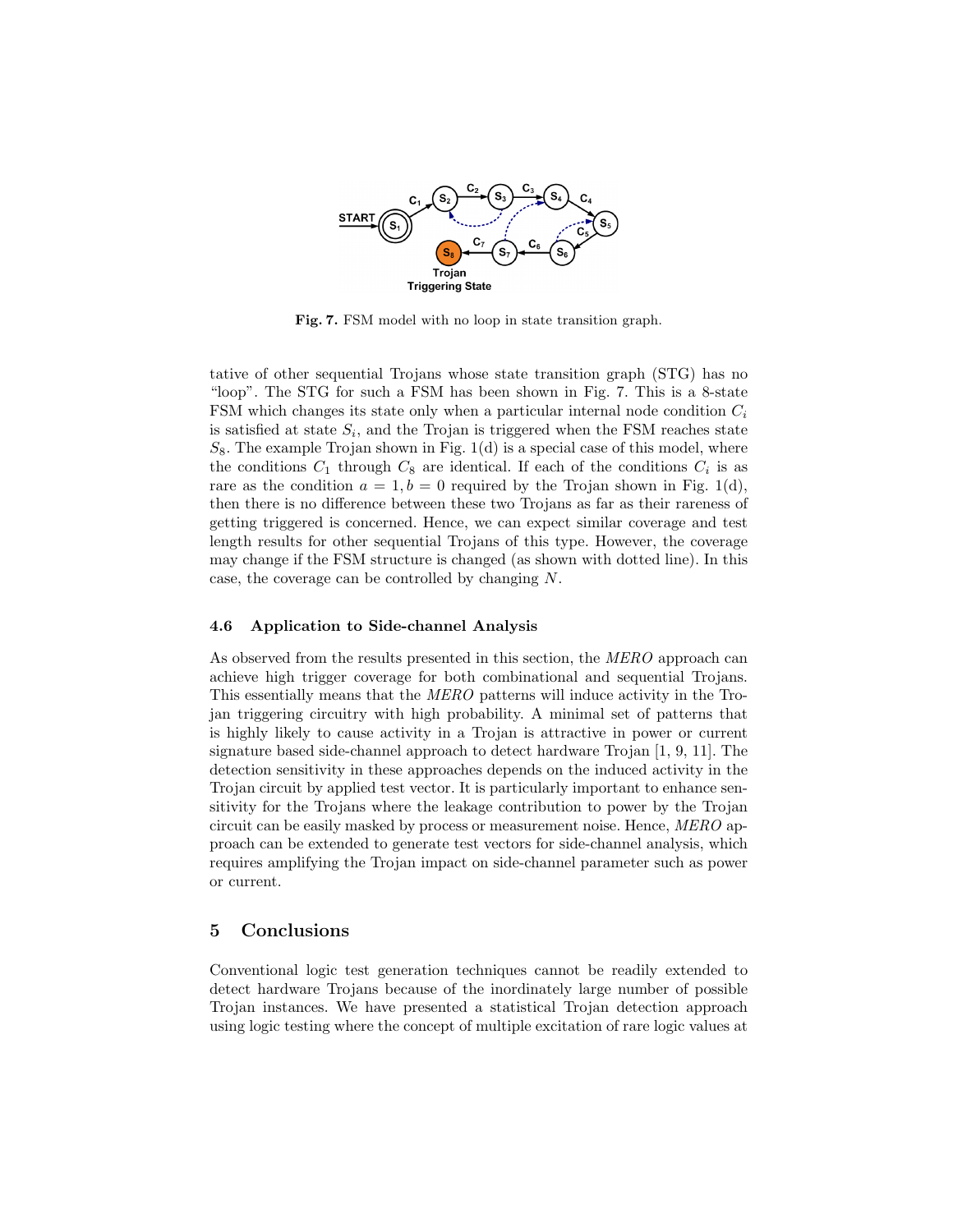**Fig. 7.** FSM model with no loop in state transition graph.

tative of other sequential Trojans whose state transition graph (STG) has no "loop". The STG for such a FSM has been shown in Fig. 7. This is a 8-state FSM which changes its state only when a particular internal node condition $C_i$ is satisfied at state $S_i$, and the Trojan is triggered when the FSM reaches state $S_8$. The example Trojan shown in Fig. 1(d) is a special case of this model, where the conditions $C_1$ through $C_8$ are identical. If each of the conditions $C_i$ is as rare as the condition $a = 1, b = 0$ required by the Trojan shown in Fig. 1(d), then there is no difference between these two Trojans as far as their rareness of getting triggered is concerned. Hence, we can expect similar coverage and test length results for other sequential Trojans of this type. However, the coverage may change if the FSM structure is changed (as shown with dotted line). In this case, the coverage can be controlled by changing $N$.

### 4.6 Application to Side-channel Analysis

As observed from the results presented in this section, the *MERO* approach can achieve high trigger coverage for both combinational and sequential Trojans. This essentially means that the *MERO* patterns will induce activity in the Trojan triggering circuitry with high probability. A minimal set of patterns that is highly likely to cause activity in a Trojan is attractive in power or current signature based side-channel approach to detect hardware Trojan [1, 9, 11]. The detection sensitivity in these approaches depends on the induced activity in the Trojan circuit by applied test vector. It is particularly important to enhance sensitivity for the Trojans where the leakage contribution to power by the Trojan circuit can be easily masked by process or measurement noise. Hence, *MERO* approach can be extended to generate test vectors for side-channel analysis, which requires amplifying the Trojan impact on side-channel parameter such as power or current.

## 5 Conclusions

Conventional logic test generation techniques cannot be readily extended to detect hardware Trojans because of the inordinately large number of possible Trojan instances. We have presented a statistical Trojan detection approach using logic testing where the concept of multiple excitation of rare logic values at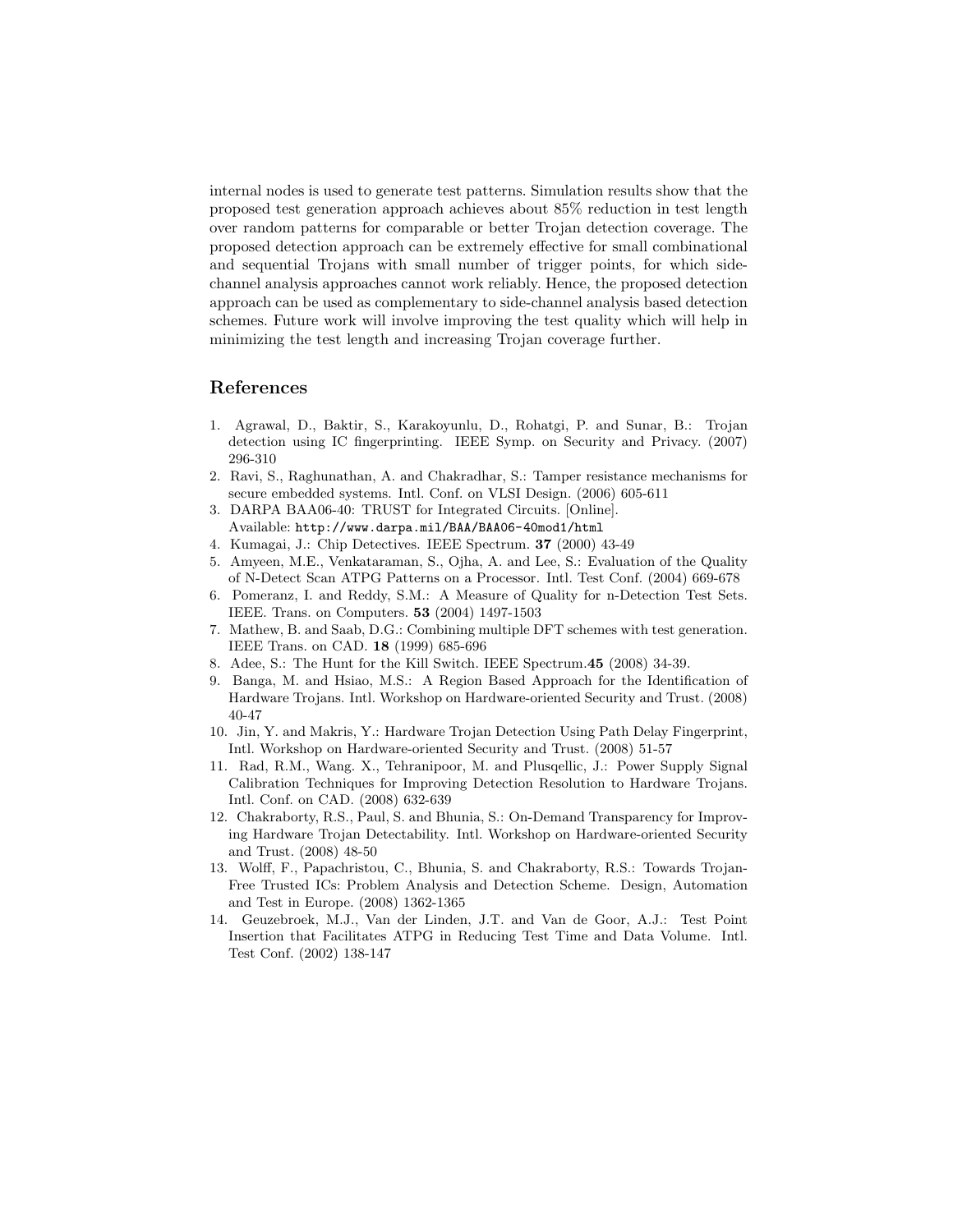internal nodes is used to generate test patterns. Simulation results show that the proposed test generation approach achieves about 85% reduction in test length over random patterns for comparable or better Trojan detection coverage. The proposed detection approach can be extremely effective for small combinational and sequential Trojans with small number of trigger points, for which side-channel analysis approaches cannot work reliably. Hence, the proposed detection approach can be used as complementary to side-channel analysis based detection schemes. Future work will involve improving the test quality which will help in minimizing the test length and increasing Trojan coverage further.

## References

1. Agrawal, D., Baktir, S., Karakoyunlu, D., Rohatgi, P. and Sunar, B.: Trojan detection using IC fingerprinting. IEEE Symp. on Security and Privacy. (2007) 296-310
2. Ravi, S., Raghunathan, A. and Chakradhar, S.: Tamper resistance mechanisms for secure embedded systems. Intl. Conf. on VLSI Design. (2006) 605-611
3. DARPA BAA06-40: TRUST for Integrated Circuits. [Online]. Available: `http://www.darpa.mil/BAA/BAA06-40mod1/html`
4. Kumagai, J.: Chip Detectives. IEEE Spectrum. **37** (2000) 43-49
5. Amyeen, M.E., Venkataraman, S., Ojha, A. and Lee, S.: Evaluation of the Quality of N-Detect Scan ATPG Patterns on a Processor. Intl. Test Conf. (2004) 669-678
6. Pomeranz, I. and Reddy, S.M.: A Measure of Quality for n-Detection Test Sets. IEEE. Trans. on Computers. **53** (2004) 1497-1503
7. Mathew, B. and Saab, D.G.: Combining multiple DFT schemes with test generation. IEEE Trans. on CAD. **18** (1999) 685-696
8. Adee, S.: The Hunt for the Kill Switch. IEEE Spectrum.**45** (2008) 34-39.
9. Banga, M. and Hsiao, M.S.: A Region Based Approach for the Identification of Hardware Trojans. Intl. Workshop on Hardware-oriented Security and Trust. (2008) 40-47
10. Jin, Y. and Makris, Y.: Hardware Trojan Detection Using Path Delay Fingerprint, Intl. Workshop on Hardware-oriented Security and Trust. (2008) 51-57
11. Rad, R.M., Wang. X., Tehranipoor, M. and Plusqellic, J.: Power Supply Signal Calibration Techniques for Improving Detection Resolution to Hardware Trojans. Intl. Conf. on CAD. (2008) 632-639
12. Chakraborty, R.S., Paul, S. and Bhunia, S.: On-Demand Transparency for Improving Hardware Trojan Detectability. Intl. Workshop on Hardware-oriented Security and Trust. (2008) 48-50
13. Wolff, F., Papachristou, C., Bhunia, S. and Chakraborty, R.S.: Towards Trojan-Free Trusted ICs: Problem Analysis and Detection Scheme. Design, Automation and Test in Europe. (2008) 1362-1365
14. Geuzebroek, M.J., Van der Linden, J.T. and Van de Goor, A.J.: Test Point Insertion that Facilitates ATPG in Reducing Test Time and Data Volume. Intl. Test Conf. (2002) 138-147